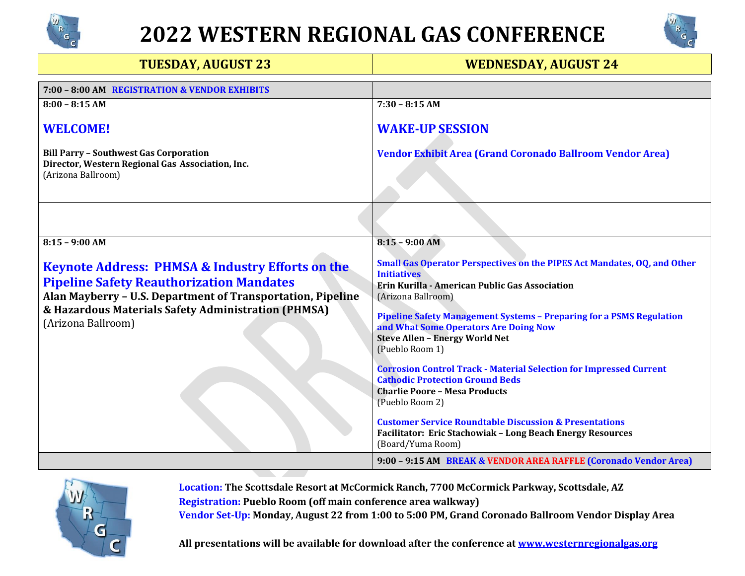# 2022 WESTERN REGIONAL GAS CONFERENCE

| TUESDAY, AUGUST 23 | WEDNESDAY, AUGUST 24 |
|---|---|
| **7:00 – 8:00 AM REGISTRATION & VENDOR EXHIBITS** | |
| **8:00 – 8:15 AM**<br><br>**WELCOME!**<br><br>**Bill Parry – Southwest Gas Corporation**<br>**Director, Western Regional Gas Association, Inc.**<br>(Arizona Ballroom) | **7:30 – 8:15 AM**<br><br>**WAKE-UP SESSION**<br><br>**Vendor Exhibit Area (Grand Coronado Ballroom Vendor Area)** |
| | |
| **8:15 – 9:00 AM**<br><br>**Keynote Address: PHMSA & Industry Efforts on the Pipeline Safety Reauthorization Mandates**<br>**Alan Mayberry – U.S. Department of Transportation, Pipeline & Hazardous Materials Safety Administration (PHMSA)**<br>(Arizona Ballroom) | **8:15 – 9:00 AM**<br><br>**Small Gas Operator Perspectives on the PIPES Act Mandates, OQ, and Other Initiatives**<br>**Erin Kurilla - American Public Gas Association**<br>(Arizona Ballroom)<br><br>**Pipeline Safety Management Systems – Preparing for a PSMS Regulation and What Some Operators Are Doing Now**<br>**Steve Allen – Energy World Net**<br>(Pueblo Room 1)<br><br>**Corrosion Control Track - Material Selection for Impressed Current Cathodic Protection Ground Beds**<br>**Charlie Poore – Mesa Products**<br>(Pueblo Room 2)<br><br>**Customer Service Roundtable Discussion & Presentations**<br>**Facilitator: Eric Stachowiak – Long Beach Energy Resources**<br>(Board/Yuma Room) |
| | **9:00 – 9:15 AM BREAK & VENDOR AREA RAFFLE (Coronado Vendor Area)** |

**Location:** **The Scottsdale Resort at McCormick Ranch, 7700 McCormick Parkway, Scottsdale, AZ**
**Registration:** **Pueblo Room (off main conference area walkway)**
**Vendor Set-Up:** **Monday, August 22 from 1:00 to 5:00 PM, Grand Coronado Ballroom Vendor Display Area**

**All presentations will be available for download after the conference at www.westernregionalgas.org**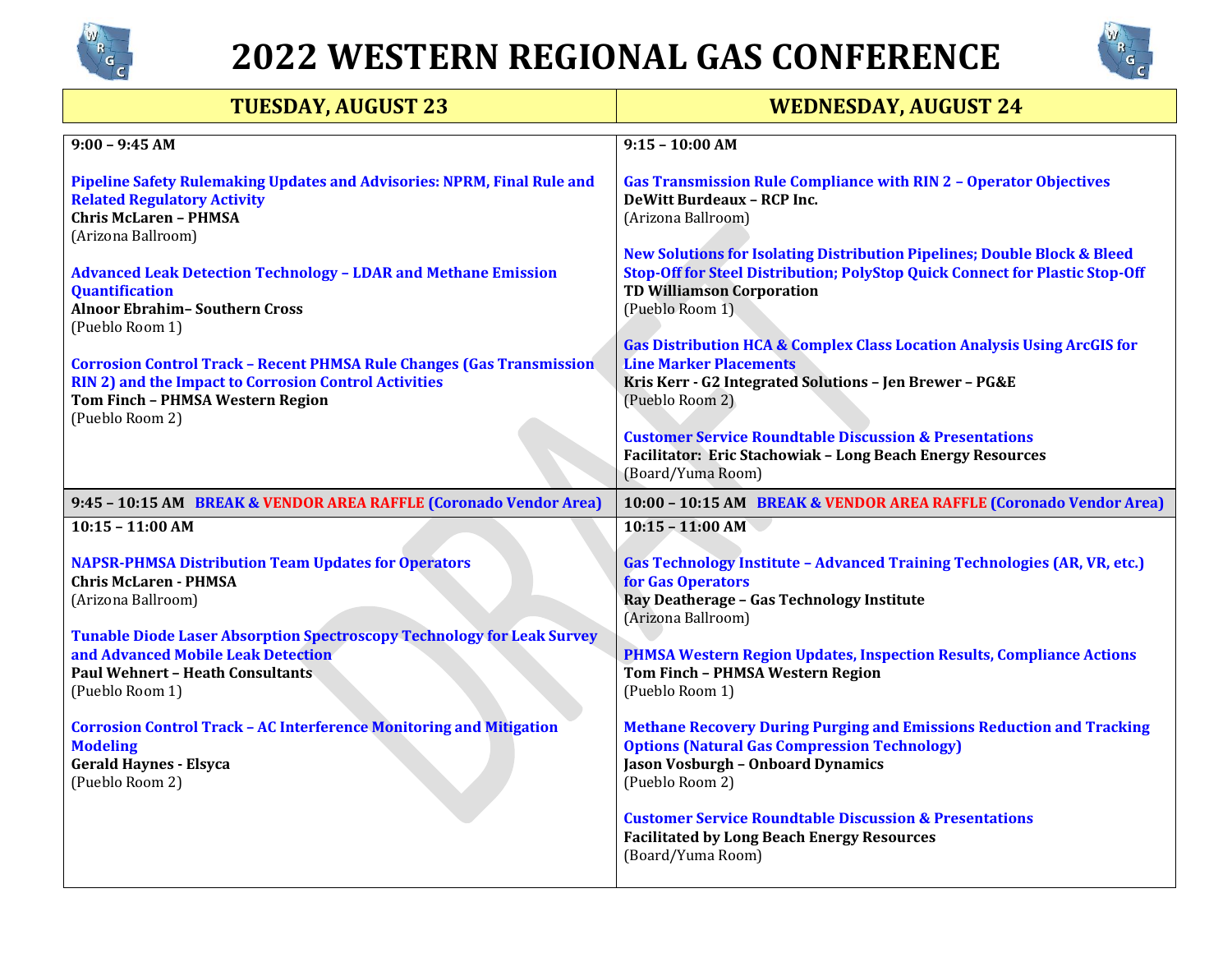# 2022 WESTERN REGIONAL GAS CONFERENCE

| TUESDAY, AUGUST 23 | WEDNESDAY, AUGUST 24 |
|---|---|
| **9:00 – 9:45 AM**<br><br>**Pipeline Safety Rulemaking Updates and Advisories: NPRM, Final Rule and Related Regulatory Activity**<br>**Chris McLaren – PHMSA**<br>(Arizona Ballroom)<br><br>**Advanced Leak Detection Technology – LDAR and Methane Emission Quantification**<br>**Alnoor Ebrahim– Southern Cross**<br>(Pueblo Room 1)<br><br>**Corrosion Control Track – Recent PHMSA Rule Changes (Gas Transmission RIN 2) and the Impact to Corrosion Control Activities**<br>**Tom Finch – PHMSA Western Region**<br>(Pueblo Room 2) | **9:15 – 10:00 AM**<br><br>**Gas Transmission Rule Compliance with RIN 2 – Operator Objectives**<br>**DeWitt Burdeaux – RCP Inc.**<br>(Arizona Ballroom)<br><br>**New Solutions for Isolating Distribution Pipelines; Double Block & Bleed Stop-Off for Steel Distribution; PolyStop Quick Connect for Plastic Stop-Off**<br>**TD Williamson Corporation**<br>(Pueblo Room 1)<br><br>**Gas Distribution HCA & Complex Class Location Analysis Using ArcGIS for Line Marker Placements**<br>**Kris Kerr - G2 Integrated Solutions – Jen Brewer – PG&E**<br>(Pueblo Room 2)<br><br>**Customer Service Roundtable Discussion & Presentations**<br>**Facilitator: Eric Stachowiak – Long Beach Energy Resources**<br>(Board/Yuma Room) |
| **9:45 – 10:15 AM BREAK & VENDOR AREA RAFFLE (Coronado Vendor Area)** | **10:00 – 10:15 AM BREAK & VENDOR AREA RAFFLE (Coronado Vendor Area)** |
| **10:15 – 11:00 AM**<br><br>**NAPSR-PHMSA Distribution Team Updates for Operators**<br>**Chris McLaren - PHMSA**<br>(Arizona Ballroom)<br><br>**Tunable Diode Laser Absorption Spectroscopy Technology for Leak Survey and Advanced Mobile Leak Detection**<br>**Paul Wehnert – Heath Consultants**<br>(Pueblo Room 1)<br><br>**Corrosion Control Track – AC Interference Monitoring and Mitigation Modeling**<br>**Gerald Haynes - Elsyca**<br>(Pueblo Room 2) | **10:15 – 11:00 AM**<br><br>**Gas Technology Institute – Advanced Training Technologies (AR, VR, etc.) for Gas Operators**<br>**Ray Deatherage – Gas Technology Institute**<br>(Arizona Ballroom)<br><br>**PHMSA Western Region Updates, Inspection Results, Compliance Actions**<br>**Tom Finch – PHMSA Western Region**<br>(Pueblo Room 1)<br><br>**Methane Recovery During Purging and Emissions Reduction and Tracking Options (Natural Gas Compression Technology)**<br>**Jason Vosburgh – Onboard Dynamics**<br>(Pueblo Room 2)<br><br>**Customer Service Roundtable Discussion & Presentations**<br>**Facilitated by Long Beach Energy Resources**<br>(Board/Yuma Room) |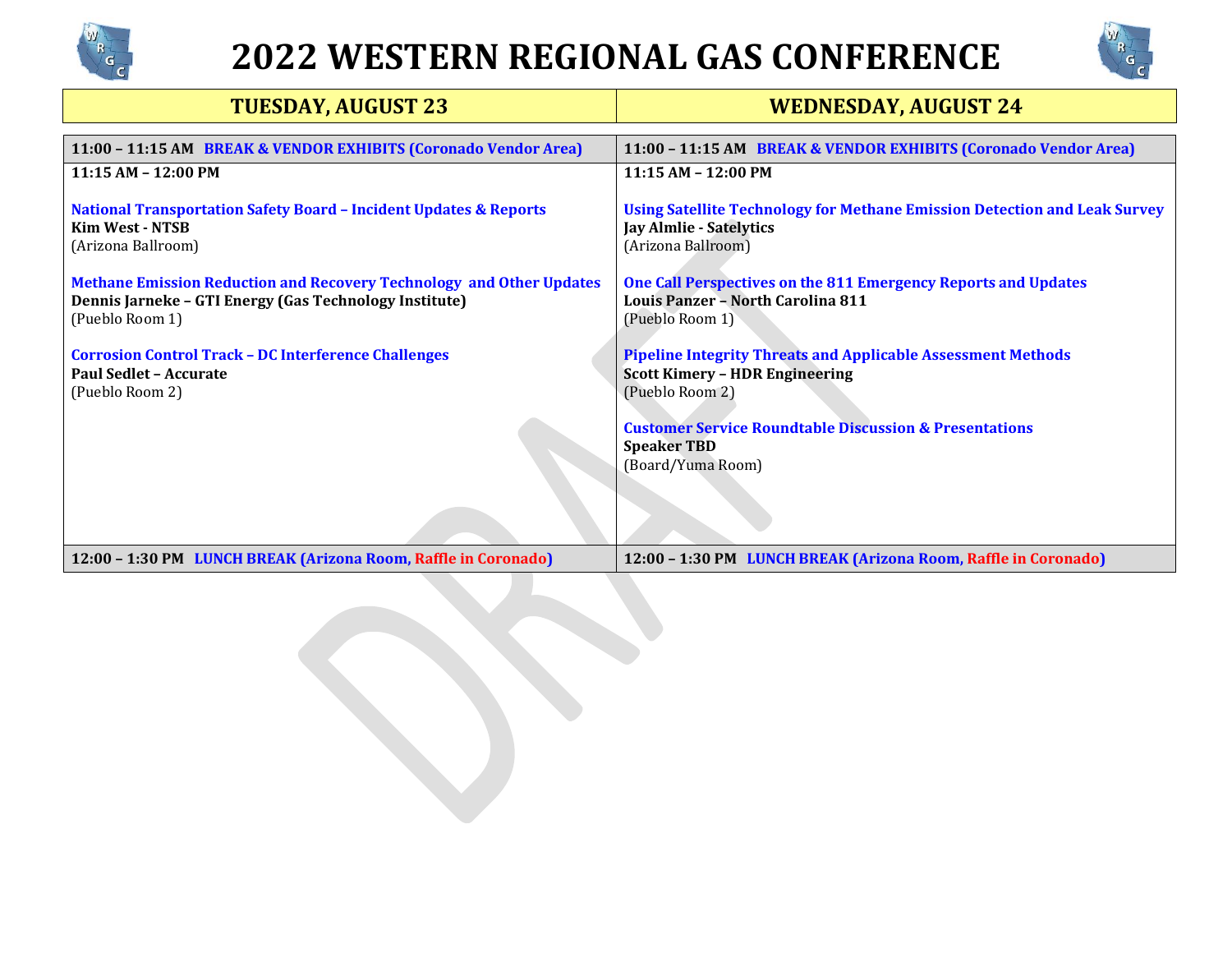# 2022 WESTERN REGIONAL GAS CONFERENCE

| TUESDAY, AUGUST 23 | WEDNESDAY, AUGUST 24 |
|---|---|
| **11:00 – 11:15 AM** **BREAK & VENDOR EXHIBITS (Coronado Vendor Area)** | **11:00 – 11:15 AM** **BREAK & VENDOR EXHIBITS (Coronado Vendor Area)** |
| **11:15 AM – 12:00 PM**<br><br>**National Transportation Safety Board – Incident Updates & Reports**<br>**Kim West - NTSB**<br>(Arizona Ballroom)<br><br>**Methane Emission Reduction and Recovery Technology and Other Updates**<br>**Dennis Jarneke – GTI Energy (Gas Technology Institute)**<br>(Pueblo Room 1)<br><br>**Corrosion Control Track – DC Interference Challenges**<br>**Paul Sedlet – Accurate**<br>(Pueblo Room 2) | **11:15 AM – 12:00 PM**<br><br>**Using Satellite Technology for Methane Emission Detection and Leak Survey**<br>**Jay Almlie - Satelytics**<br>(Arizona Ballroom)<br><br>**One Call Perspectives on the 811 Emergency Reports and Updates**<br>**Louis Panzer – North Carolina 811**<br>(Pueblo Room 1)<br><br>**Pipeline Integrity Threats and Applicable Assessment Methods**<br>**Scott Kimery – HDR Engineering**<br>(Pueblo Room 2)<br><br>**Customer Service Roundtable Discussion & Presentations**<br>**Speaker TBD**<br>(Board/Yuma Room) |
| **12:00 – 1:30 PM** **LUNCH BREAK (Arizona Room, Raffle in Coronado)** | **12:00 – 1:30 PM** **LUNCH BREAK (Arizona Room, Raffle in Coronado)** |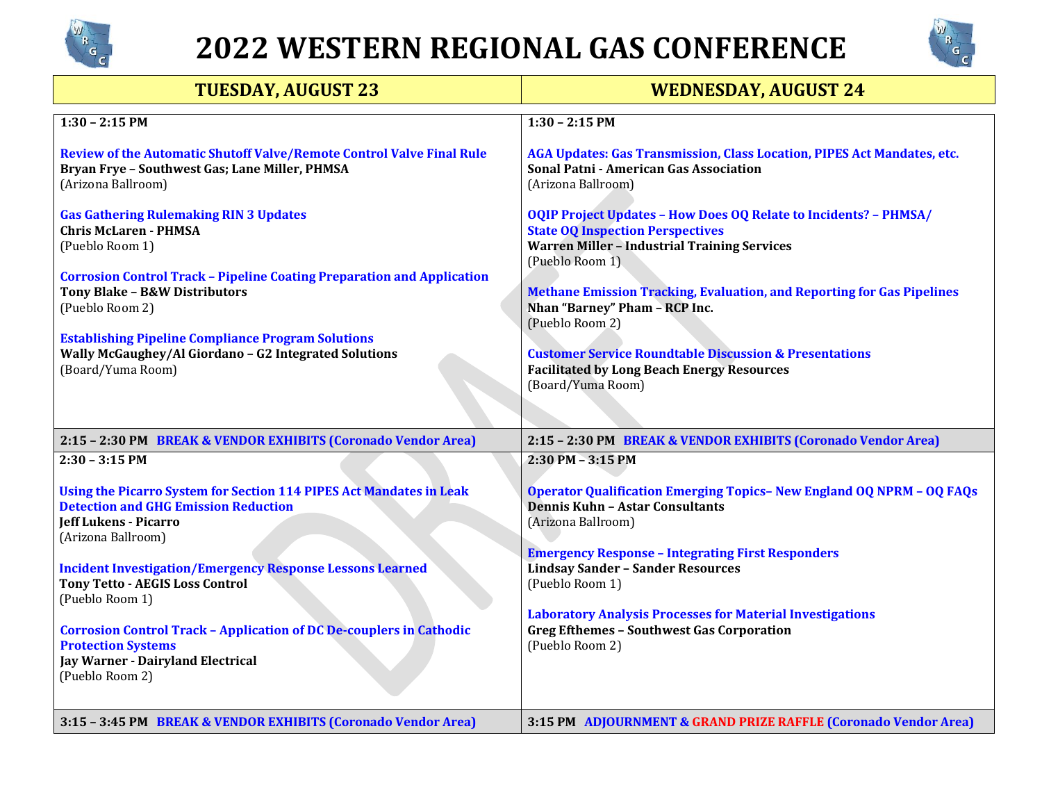# 2022 WESTERN REGIONAL GAS CONFERENCE

| TUESDAY, AUGUST 23 | WEDNESDAY, AUGUST 24 |
|---|---|
| **1:30 – 2:15 PM**<br><br>**Review of the Automatic Shutoff Valve/Remote Control Valve Final Rule**<br>**Bryan Frye – Southwest Gas; Lane Miller, PHMSA**<br>(Arizona Ballroom)<br><br>**Gas Gathering Rulemaking RIN 3 Updates**<br>**Chris McLaren - PHMSA**<br>(Pueblo Room 1)<br><br>**Corrosion Control Track – Pipeline Coating Preparation and Application**<br>**Tony Blake – B&W Distributors**<br>(Pueblo Room 2)<br><br>**Establishing Pipeline Compliance Program Solutions**<br>**Wally McGaughey/Al Giordano – G2 Integrated Solutions**<br>(Board/Yuma Room) | **1:30 – 2:15 PM**<br><br>**AGA Updates: Gas Transmission, Class Location, PIPES Act Mandates, etc.**<br>**Sonal Patni - American Gas Association**<br>(Arizona Ballroom)<br><br>**OQIP Project Updates – How Does OQ Relate to Incidents? – PHMSA/ State OQ Inspection Perspectives**<br>**Warren Miller – Industrial Training Services**<br>(Pueblo Room 1)<br><br>**Methane Emission Tracking, Evaluation, and Reporting for Gas Pipelines**<br>**Nhan "Barney" Pham – RCP Inc.**<br>(Pueblo Room 2)<br><br>**Customer Service Roundtable Discussion & Presentations**<br>**Facilitated by Long Beach Energy Resources**<br>(Board/Yuma Room) |
| **2:15 – 2:30 PM** **BREAK & VENDOR EXHIBITS (Coronado Vendor Area)** | **2:15 – 2:30 PM** **BREAK & VENDOR EXHIBITS (Coronado Vendor Area)** |
| **2:30 – 3:15 PM**<br><br>**Using the Picarro System for Section 114 PIPES Act Mandates in Leak Detection and GHG Emission Reduction**<br>**Jeff Lukens - Picarro**<br>(Arizona Ballroom)<br><br>**Incident Investigation/Emergency Response Lessons Learned**<br>**Tony Tetto - AEGIS Loss Control**<br>(Pueblo Room 1)<br><br>**Corrosion Control Track – Application of DC De-couplers in Cathodic Protection Systems**<br>**Jay Warner - Dairyland Electrical**<br>(Pueblo Room 2) | **2:30 PM – 3:15 PM**<br><br>**Operator Qualification Emerging Topics– New England OQ NPRM – OQ FAQs**<br>**Dennis Kuhn – Astar Consultants**<br>(Arizona Ballroom)<br><br>**Emergency Response – Integrating First Responders**<br>**Lindsay Sander – Sander Resources**<br>(Pueblo Room 1)<br><br>**Laboratory Analysis Processes for Material Investigations**<br>**Greg Efthemes – Southwest Gas Corporation**<br>(Pueblo Room 2) |
| **3:15 – 3:45 PM** **BREAK & VENDOR EXHIBITS (Coronado Vendor Area)** | **3:15 PM** **ADJOURNMENT & GRAND PRIZE RAFFLE (Coronado Vendor Area)** |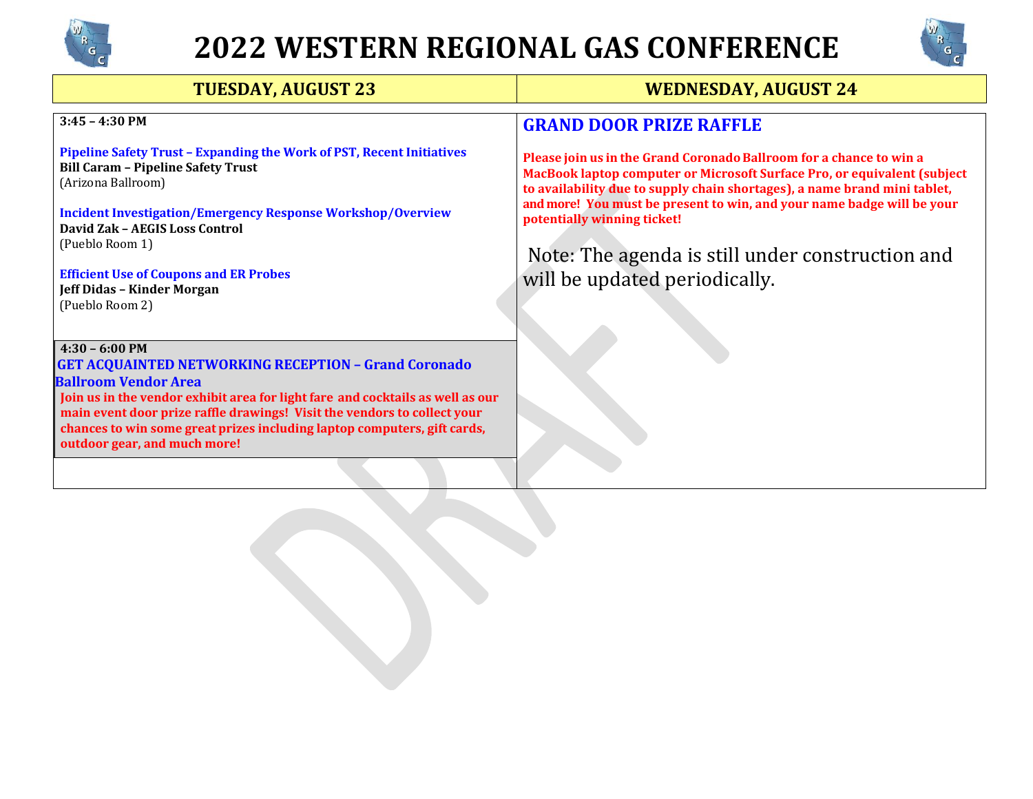# 2022 WESTERN REGIONAL GAS CONFERENCE

## TUESDAY, AUGUST 23

**3:45 – 4:30 PM**

**Pipeline Safety Trust – Expanding the Work of PST, Recent Initiatives**
**Bill Caram – Pipeline Safety Trust**
(Arizona Ballroom)

**Incident Investigation/Emergency Response Workshop/Overview**
**David Zak – AEGIS Loss Control**
(Pueblo Room 1)

**Efficient Use of Coupons and ER Probes**
**Jeff Didas – Kinder Morgan**
(Pueblo Room 2)

**4:30 – 6:00 PM**
**GET ACQUAINTED NETWORKING RECEPTION – Grand Coronado Ballroom Vendor Area**
**Join us in the vendor exhibit area for light fare and cocktails as well as our main event door prize raffle drawings! Visit the vendors to collect your chances to win some great prizes including laptop computers, gift cards, outdoor gear, and much more!**

## WEDNESDAY, AUGUST 24

### GRAND DOOR PRIZE RAFFLE

**Please join us in the Grand Coronado Ballroom for a chance to win a MacBook laptop computer or Microsoft Surface Pro, or equivalent (subject to availability due to supply chain shortages), a name brand mini tablet, and more! You must be present to win, and your name badge will be your potentially winning ticket!**

Note: The agenda is still under construction and will be updated periodically.